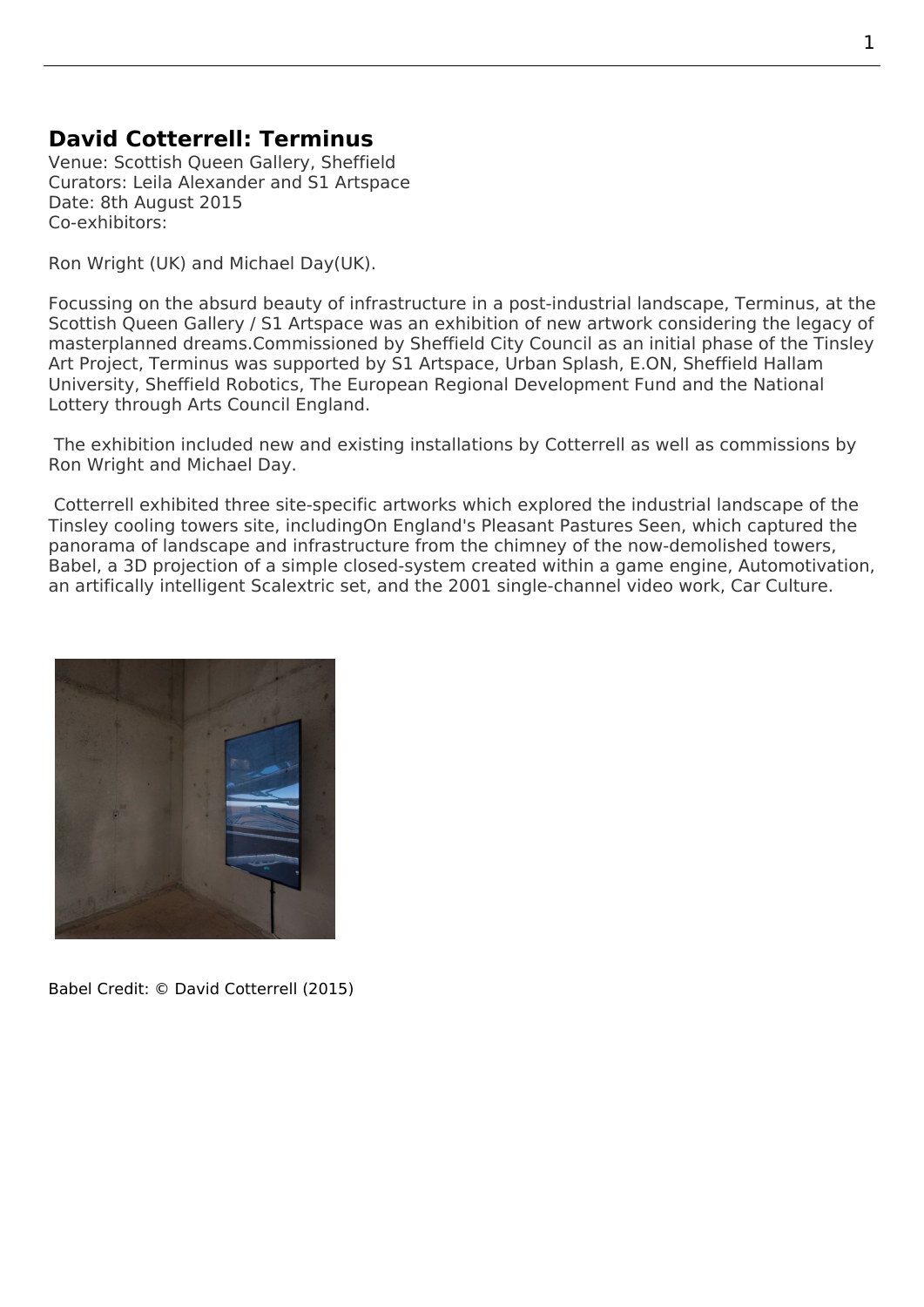# David Cotterrell: Terminus

Venue: Scottish Queen Gallery, Sheffield
Curators: Leila Alexander and S1 Artspace
Date: 8th August 2015
Co-exhibitors:

Ron Wright (UK) and Michael Day(UK).

Focussing on the absurd beauty of infrastructure in a post-industrial landscape, Terminus, at the Scottish Queen Gallery / S1 Artspace was an exhibition of new artwork considering the legacy of masterplanned dreams.Commissioned by Sheffield City Council as an initial phase of the Tinsley Art Project, Terminus was supported by S1 Artspace, Urban Splash, E.ON, Sheffield Hallam University, Sheffield Robotics, The European Regional Development Fund and the National Lottery through Arts Council England.

The exhibition included new and existing installations by Cotterrell as well as commissions by Ron Wright and Michael Day.

Cotterrell exhibited three site-specific artworks which explored the industrial landscape of the Tinsley cooling towers site, includingOn England's Pleasant Pastures Seen, which captured the panorama of landscape and infrastructure from the chimney of the now-demolished towers, Babel, a 3D projection of a simple closed-system created within a game engine, Automotivation, an artifically intelligent Scalextric set, and the 2001 single-channel video work, Car Culture.

Babel Credit: © David Cotterrell (2015)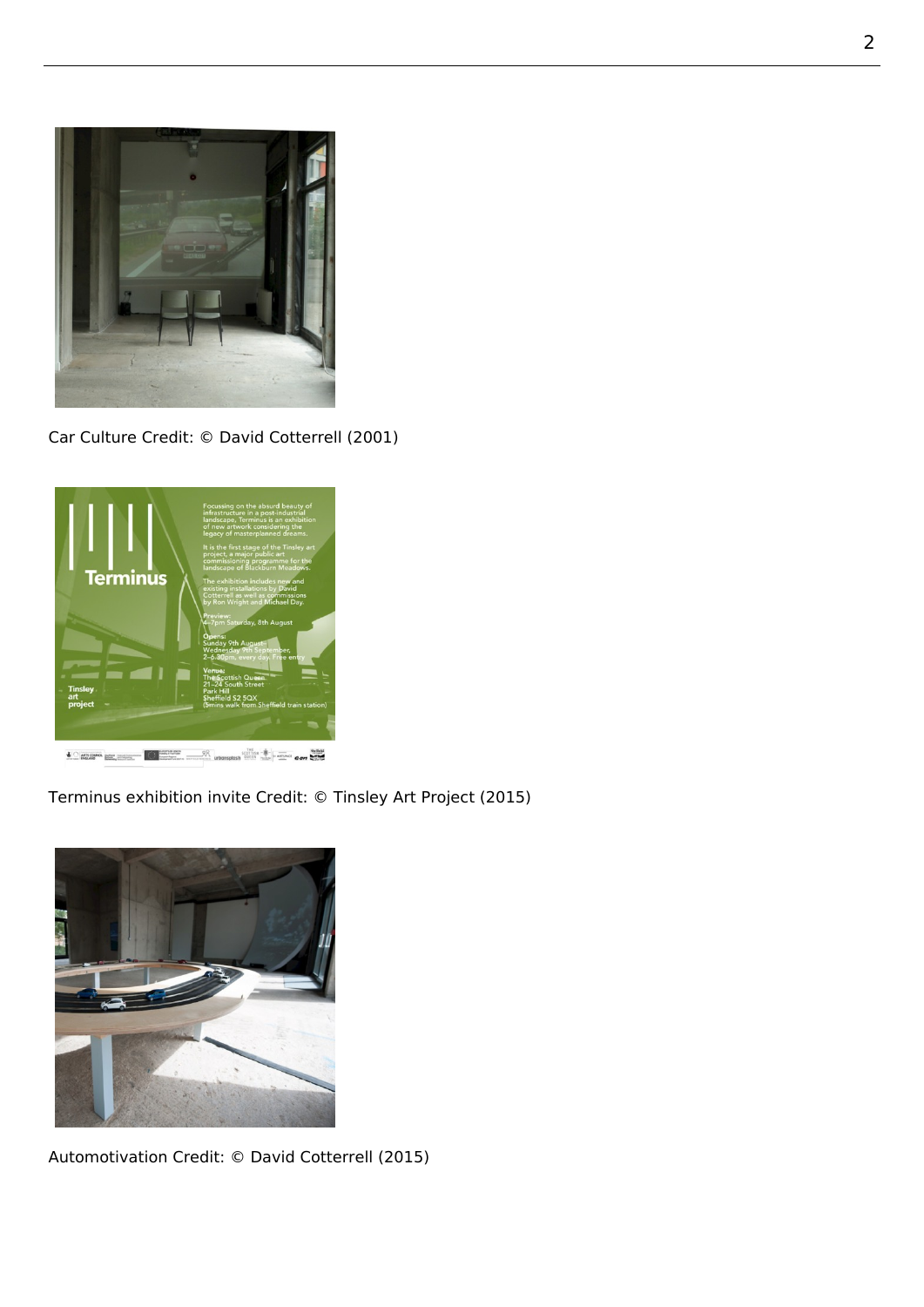Car Culture Credit: © David Cotterrell (2001)

Terminus exhibition invite Credit: © Tinsley Art Project (2015)

Automotivation Credit: © David Cotterrell (2015)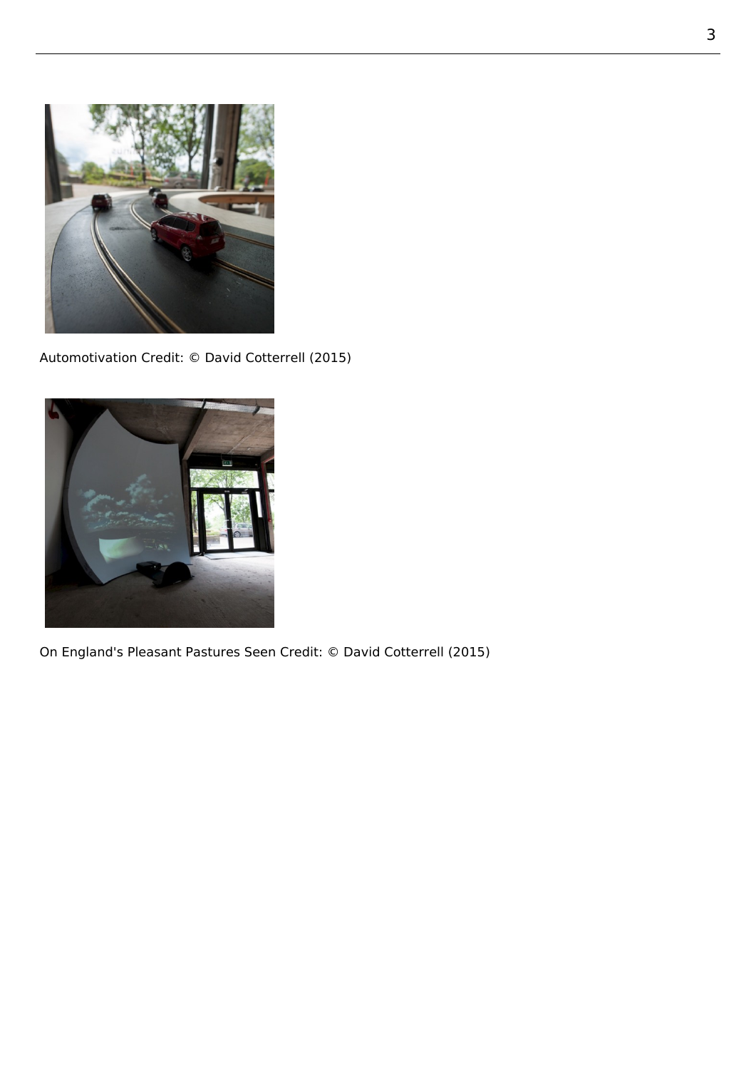Automotivation Credit: © David Cotterrell (2015)

On England's Pleasant Pastures Seen Credit: © David Cotterrell (2015)